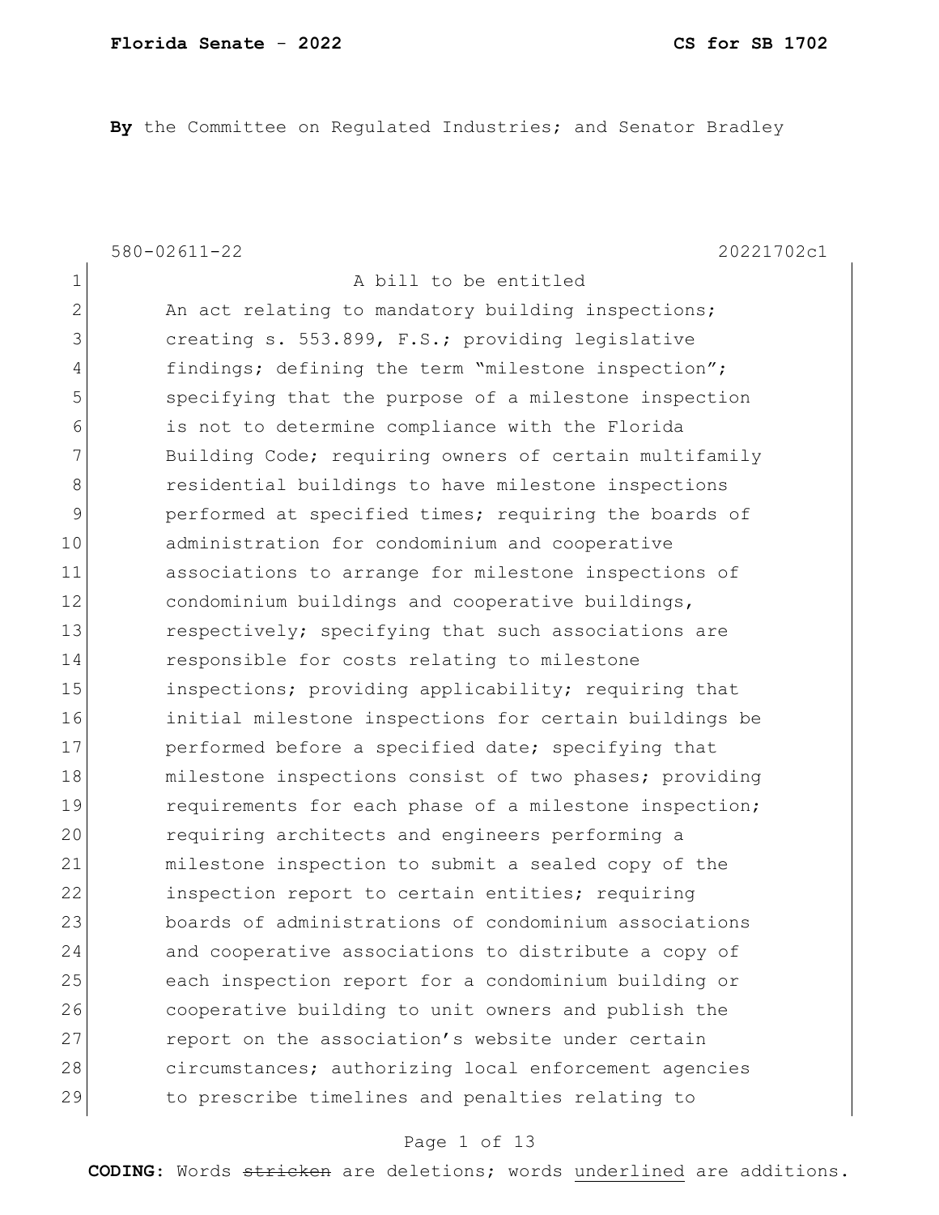**By** the Committee on Regulated Industries; and Senator Bradley

580-02611-22 20221702c1

1 A bill to be entitled

2 An act relating to mandatory building inspections;
3 creating s. 553.899, F.S.; providing legislative
4 findings; defining the term "milestone inspection";
5 specifying that the purpose of a milestone inspection
6 is not to determine compliance with the Florida
7 Building Code; requiring owners of certain multifamily
8 residential buildings to have milestone inspections
9 performed at specified times; requiring the boards of
10 administration for condominium and cooperative
11 associations to arrange for milestone inspections of
12 condominium buildings and cooperative buildings,
13 respectively; specifying that such associations are
14 responsible for costs relating to milestone
15 inspections; providing applicability; requiring that
16 initial milestone inspections for certain buildings be
17 performed before a specified date; specifying that
18 milestone inspections consist of two phases; providing
19 requirements for each phase of a milestone inspection;
20 requiring architects and engineers performing a
21 milestone inspection to submit a sealed copy of the
22 inspection report to certain entities; requiring
23 boards of administrations of condominium associations
24 and cooperative associations to distribute a copy of
25 each inspection report for a condominium building or
26 cooperative building to unit owners and publish the
27 report on the association's website under certain
28 circumstances; authorizing local enforcement agencies
29 to prescribe timelines and penalties relating to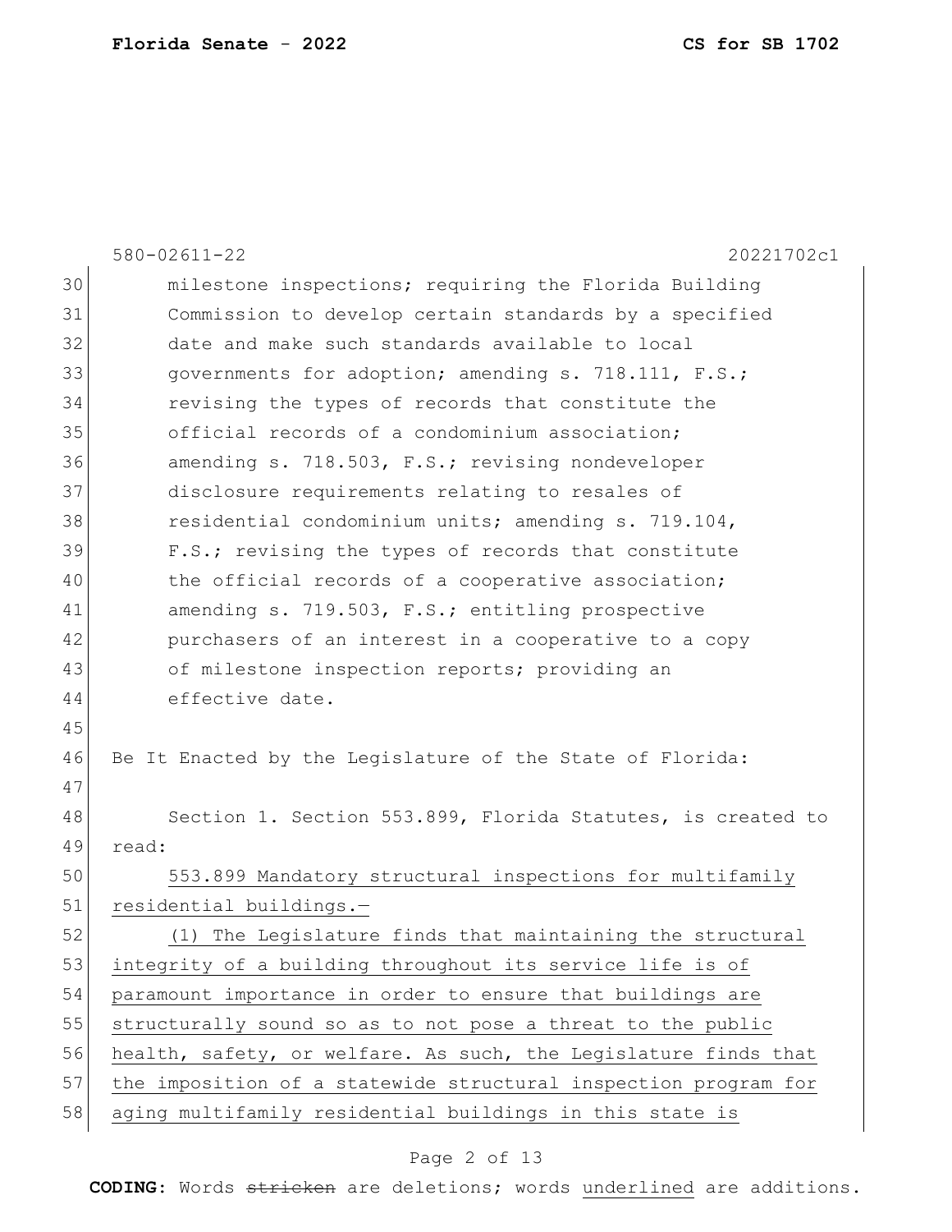milestone inspections; requiring the Florida Building Commission to develop certain standards by a specified date and make such standards available to local governments for adoption; amending s. 718.111, F.S.; revising the types of records that constitute the official records of a condominium association; amending s. 718.503, F.S.; revising nondeveloper disclosure requirements relating to resales of residential condominium units; amending s. 719.104, F.S.; revising the types of records that constitute the official records of a cooperative association; amending s. 719.503, F.S.; entitling prospective purchasers of an interest in a cooperative to a copy of milestone inspection reports; providing an effective date.

Be It Enacted by the Legislature of the State of Florida:

Section 1. Section 553.899, Florida Statutes, is created to read:

<u>553.899 Mandatory structural inspections for multifamily residential buildings.—</u>

<u>(1) The Legislature finds that maintaining the structural integrity of a building throughout its service life is of paramount importance in order to ensure that buildings are structurally sound so as to not pose a threat to the public health, safety, or welfare. As such, the Legislature finds that the imposition of a statewide structural inspection program for aging multifamily residential buildings in this state is</u>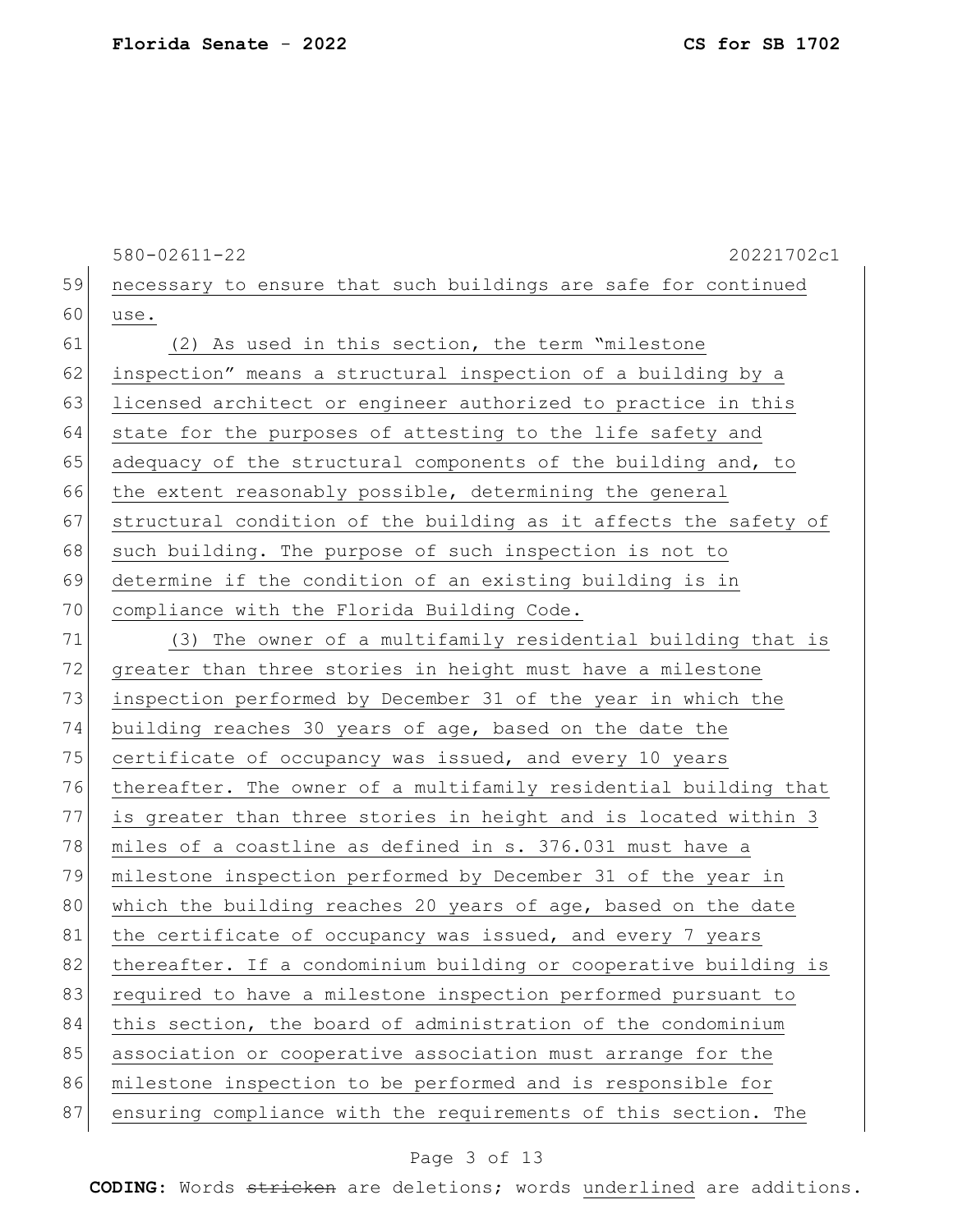necessary to ensure that such buildings are safe for continued use.

(2) As used in this section, the term "milestone inspection" means a structural inspection of a building by a licensed architect or engineer authorized to practice in this state for the purposes of attesting to the life safety and adequacy of the structural components of the building and, to the extent reasonably possible, determining the general structural condition of the building as it affects the safety of such building. The purpose of such inspection is not to determine if the condition of an existing building is in compliance with the Florida Building Code.

(3) The owner of a multifamily residential building that is greater than three stories in height must have a milestone inspection performed by December 31 of the year in which the building reaches 30 years of age, based on the date the certificate of occupancy was issued, and every 10 years thereafter. The owner of a multifamily residential building that is greater than three stories in height and is located within 3 miles of a coastline as defined in s. 376.031 must have a milestone inspection performed by December 31 of the year in which the building reaches 20 years of age, based on the date the certificate of occupancy was issued, and every 7 years thereafter. If a condominium building or cooperative building is required to have a milestone inspection performed pursuant to this section, the board of administration of the condominium association or cooperative association must arrange for the milestone inspection to be performed and is responsible for ensuring compliance with the requirements of this section. The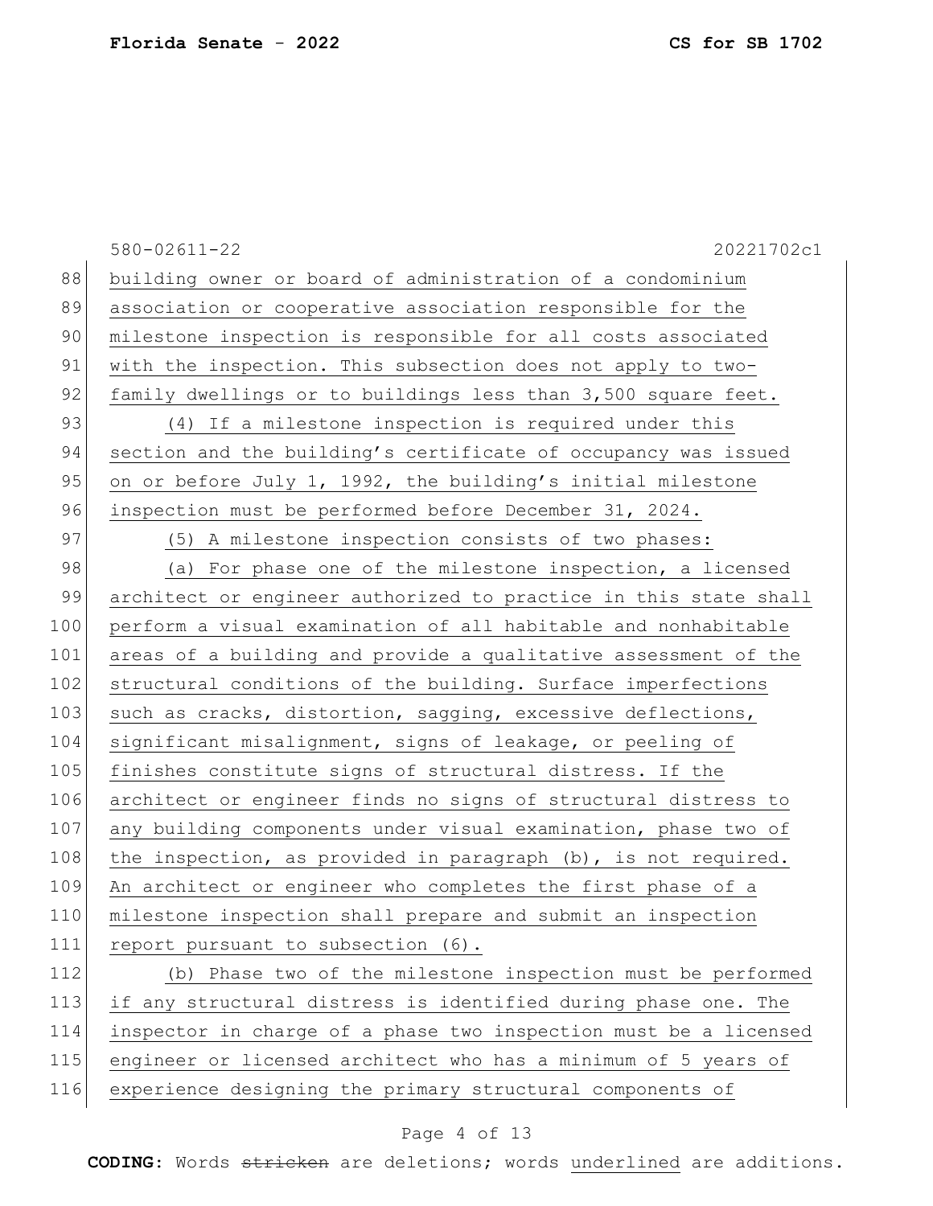building owner or board of administration of a condominium association or cooperative association responsible for the milestone inspection is responsible for all costs associated with the inspection. This subsection does not apply to two-family dwellings or to buildings less than 3,500 square feet.

(4) If a milestone inspection is required under this section and the building's certificate of occupancy was issued on or before July 1, 1992, the building's initial milestone inspection must be performed before December 31, 2024.

(5) A milestone inspection consists of two phases:

(a) For phase one of the milestone inspection, a licensed architect or engineer authorized to practice in this state shall perform a visual examination of all habitable and nonhabitable areas of a building and provide a qualitative assessment of the structural conditions of the building. Surface imperfections such as cracks, distortion, sagging, excessive deflections, significant misalignment, signs of leakage, or peeling of finishes constitute signs of structural distress. If the architect or engineer finds no signs of structural distress to any building components under visual examination, phase two of the inspection, as provided in paragraph (b), is not required. An architect or engineer who completes the first phase of a milestone inspection shall prepare and submit an inspection report pursuant to subsection (6).

(b) Phase two of the milestone inspection must be performed if any structural distress is identified during phase one. The inspector in charge of a phase two inspection must be a licensed engineer or licensed architect who has a minimum of 5 years of experience designing the primary structural components of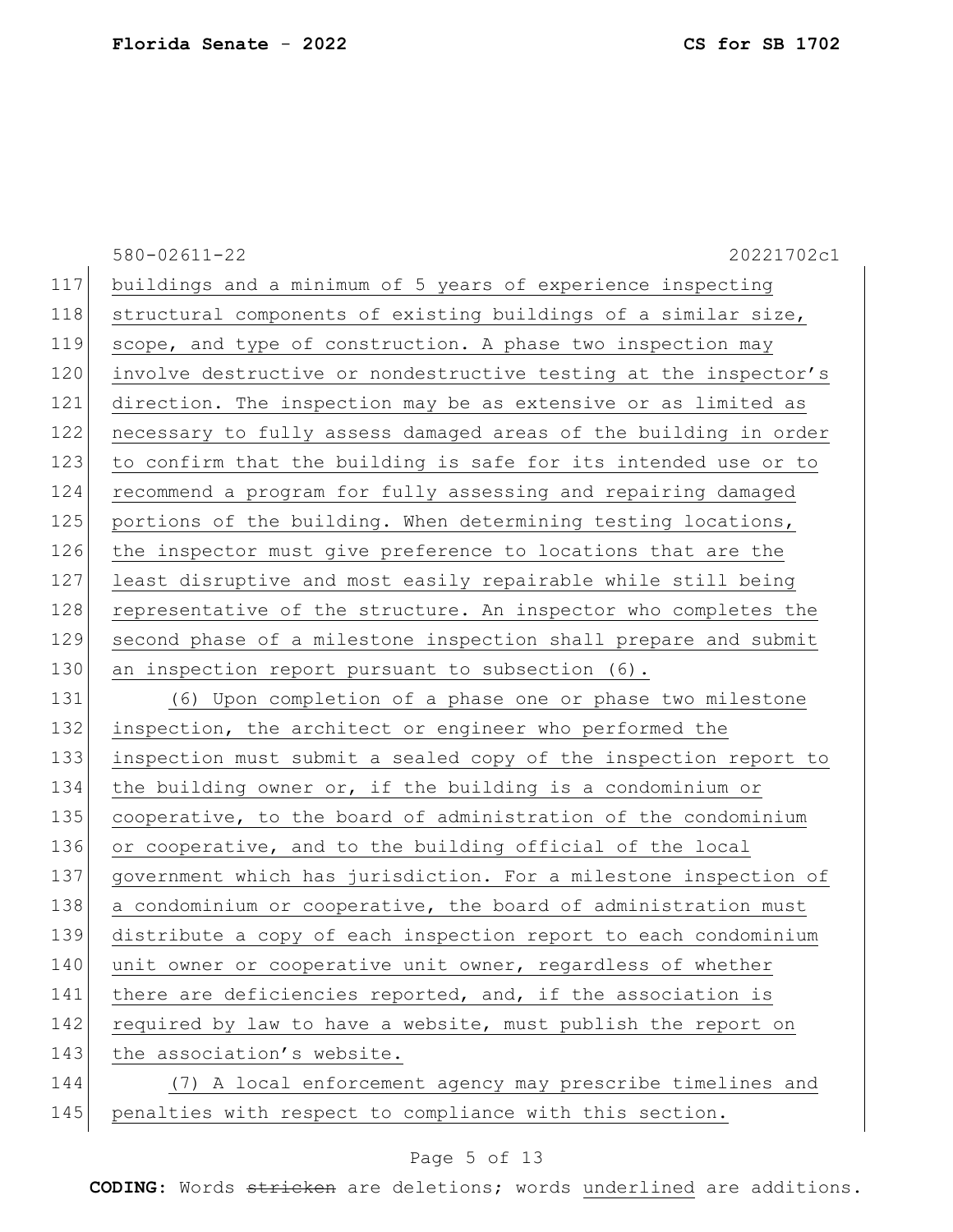buildings and a minimum of 5 years of experience inspecting structural components of existing buildings of a similar size, scope, and type of construction. A phase two inspection may involve destructive or nondestructive testing at the inspector's direction. The inspection may be as extensive or as limited as necessary to fully assess damaged areas of the building in order to confirm that the building is safe for its intended use or to recommend a program for fully assessing and repairing damaged portions of the building. When determining testing locations, the inspector must give preference to locations that are the least disruptive and most easily repairable while still being representative of the structure. An inspector who completes the second phase of a milestone inspection shall prepare and submit an inspection report pursuant to subsection (6).

(6) Upon completion of a phase one or phase two milestone inspection, the architect or engineer who performed the inspection must submit a sealed copy of the inspection report to the building owner or, if the building is a condominium or cooperative, to the board of administration of the condominium or cooperative, and to the building official of the local government which has jurisdiction. For a milestone inspection of a condominium or cooperative, the board of administration must distribute a copy of each inspection report to each condominium unit owner or cooperative unit owner, regardless of whether there are deficiencies reported, and, if the association is required by law to have a website, must publish the report on the association's website.

(7) A local enforcement agency may prescribe timelines and penalties with respect to compliance with this section.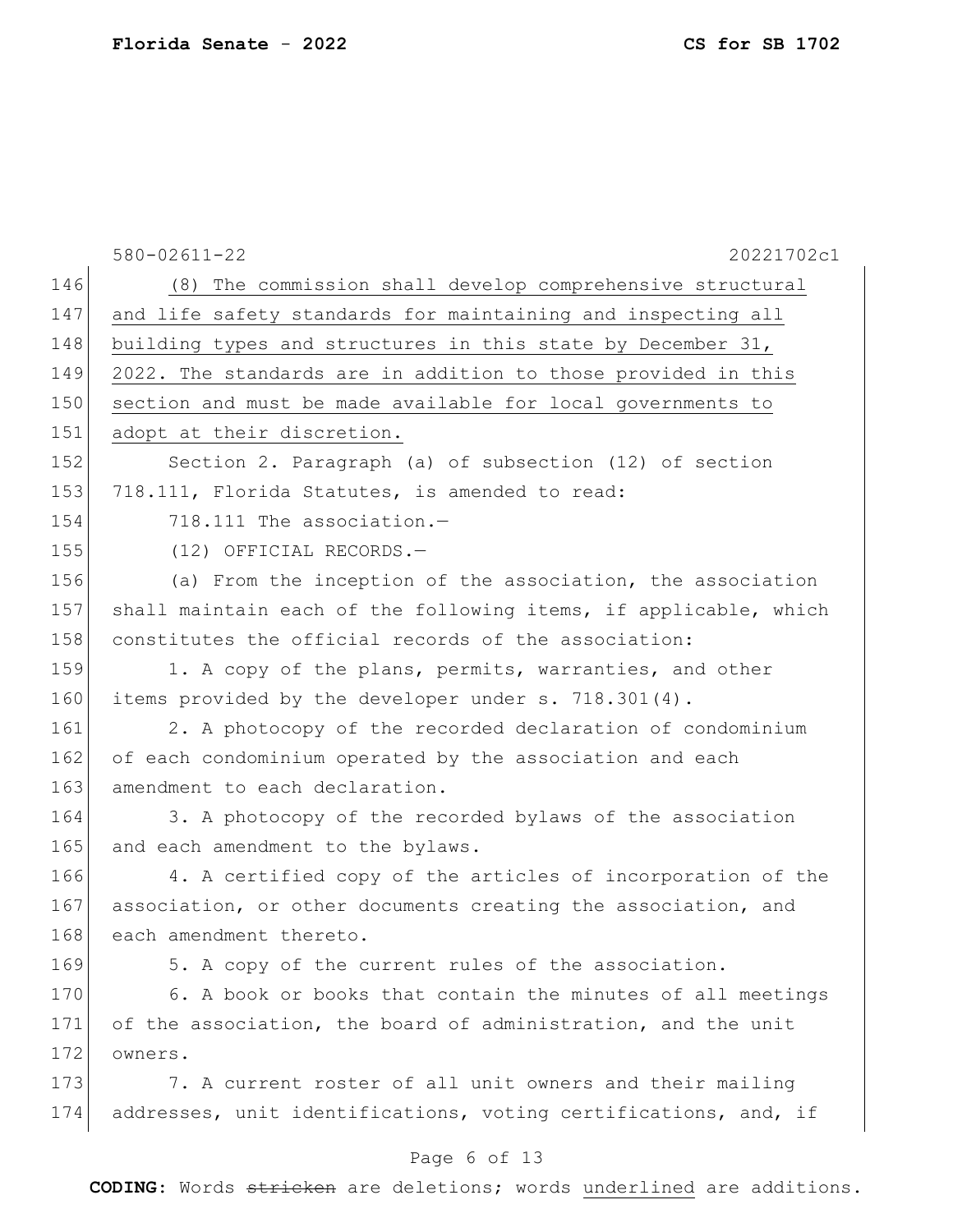(8) The commission shall develop comprehensive structural and life safety standards for maintaining and inspecting all building types and structures in this state by December 31, 2022. The standards are in addition to those provided in this section and must be made available for local governments to adopt at their discretion.

Section 2. Paragraph (a) of subsection (12) of section 718.111, Florida Statutes, is amended to read:

718.111 The association.—

(12) OFFICIAL RECORDS.—

(a) From the inception of the association, the association shall maintain each of the following items, if applicable, which constitutes the official records of the association:

1. A copy of the plans, permits, warranties, and other items provided by the developer under s. 718.301(4).

2. A photocopy of the recorded declaration of condominium of each condominium operated by the association and each amendment to each declaration.

3. A photocopy of the recorded bylaws of the association and each amendment to the bylaws.

4. A certified copy of the articles of incorporation of the association, or other documents creating the association, and each amendment thereto.

5. A copy of the current rules of the association.

6. A book or books that contain the minutes of all meetings of the association, the board of administration, and the unit owners.

7. A current roster of all unit owners and their mailing addresses, unit identifications, voting certifications, and, if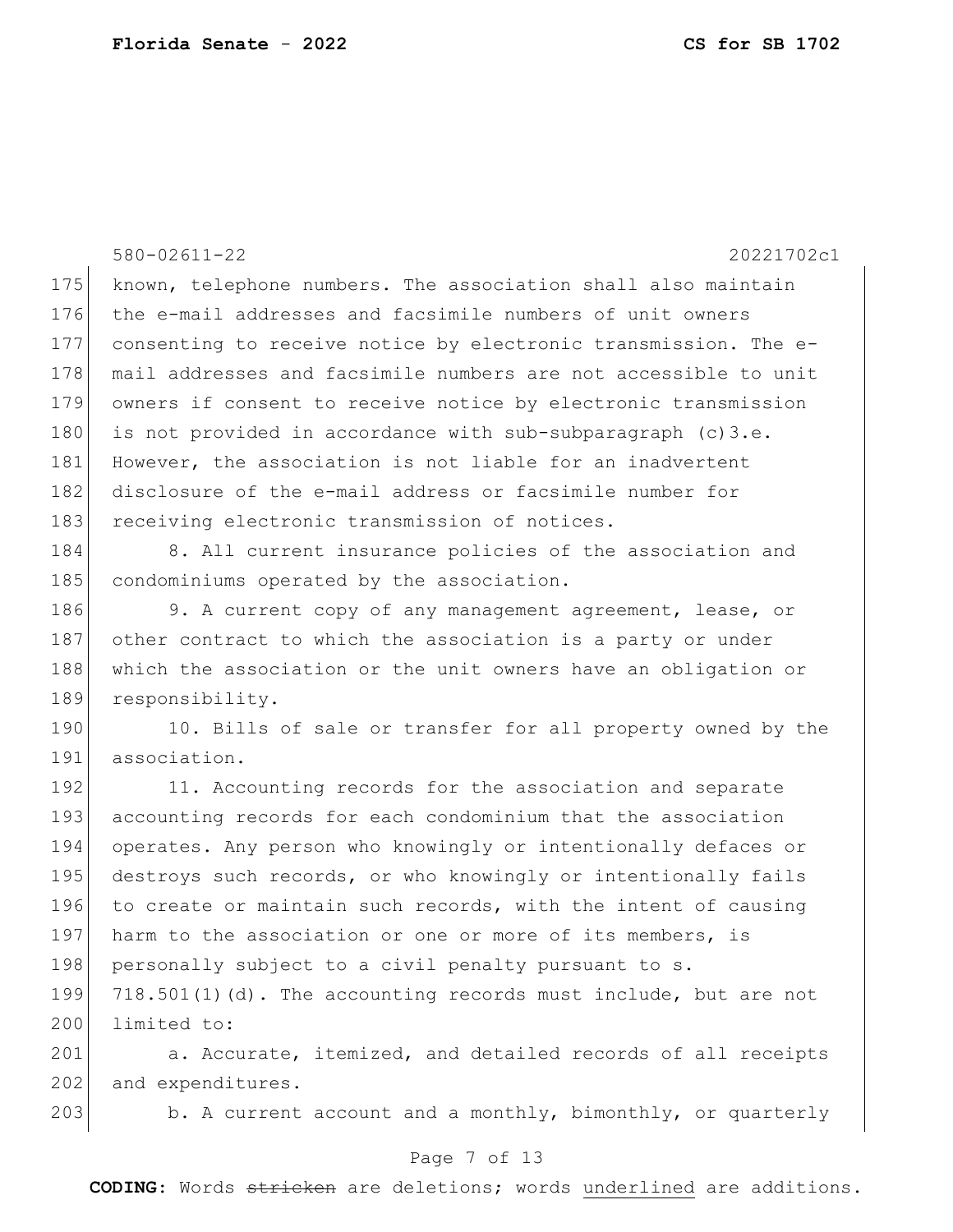known, telephone numbers. The association shall also maintain the e-mail addresses and facsimile numbers of unit owners consenting to receive notice by electronic transmission. The e-mail addresses and facsimile numbers are not accessible to unit owners if consent to receive notice by electronic transmission is not provided in accordance with sub-subparagraph (c)3.e. However, the association is not liable for an inadvertent disclosure of the e-mail address or facsimile number for receiving electronic transmission of notices.

8. All current insurance policies of the association and condominiums operated by the association.

9. A current copy of any management agreement, lease, or other contract to which the association is a party or under which the association or the unit owners have an obligation or responsibility.

10. Bills of sale or transfer for all property owned by the association.

11. Accounting records for the association and separate accounting records for each condominium that the association operates. Any person who knowingly or intentionally defaces or destroys such records, or who knowingly or intentionally fails to create or maintain such records, with the intent of causing harm to the association or one or more of its members, is personally subject to a civil penalty pursuant to s. 718.501(1)(d). The accounting records must include, but are not limited to:

a. Accurate, itemized, and detailed records of all receipts and expenditures.

b. A current account and a monthly, bimonthly, or quarterly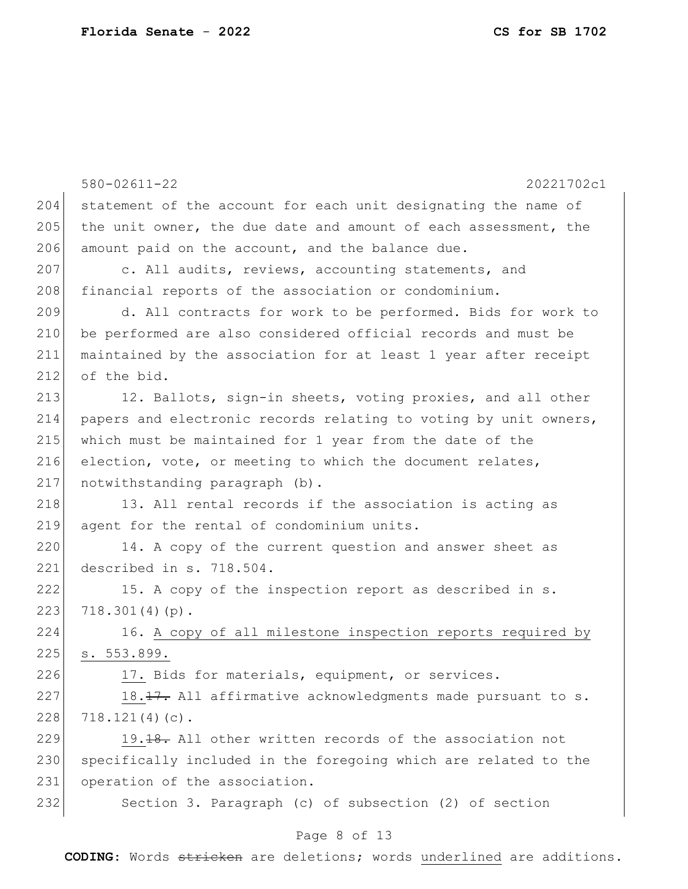statement of the account for each unit designating the name of the unit owner, the due date and amount of each assessment, the amount paid on the account, and the balance due.

c. All audits, reviews, accounting statements, and financial reports of the association or condominium.

d. All contracts for work to be performed. Bids for work to be performed are also considered official records and must be maintained by the association for at least 1 year after receipt of the bid.

12. Ballots, sign-in sheets, voting proxies, and all other papers and electronic records relating to voting by unit owners, which must be maintained for 1 year from the date of the election, vote, or meeting to which the document relates, notwithstanding paragraph (b).

13. All rental records if the association is acting as agent for the rental of condominium units.

14. A copy of the current question and answer sheet as described in s. 718.504.

15. A copy of the inspection report as described in s. 718.301(4)(p).

16. <u>A copy of all milestone inspection reports required by s. 553.899.</u>

<u>17.</u> Bids for materials, equipment, or services.

<u>18.</u>~~17.~~ All affirmative acknowledgments made pursuant to s. 718.121(4)(c).

<u>19.</u>~~18.~~ All other written records of the association not specifically included in the foregoing which are related to the operation of the association.

Section 3. Paragraph (c) of subsection (2) of section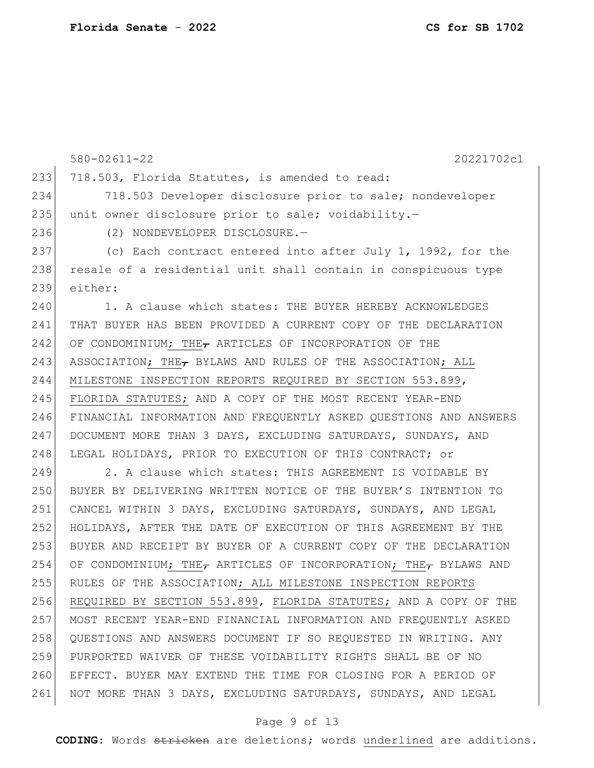580-02611-22 20221702c1

718.503, Florida Statutes, is amended to read:

718.503 Developer disclosure prior to sale; nondeveloper unit owner disclosure prior to sale; voidability.—

(2) NONDEVELOPER DISCLOSURE.—

(c) Each contract entered into after July 1, 1992, for the resale of a residential unit shall contain in conspicuous type either:

1. A clause which states: THE BUYER HEREBY ACKNOWLEDGES THAT BUYER HAS BEEN PROVIDED A CURRENT COPY OF THE DECLARATION OF CONDOMINIUM; THE~~,~~ ARTICLES OF INCORPORATION OF THE ASSOCIATION; THE~~,~~ BYLAWS AND RULES OF THE ASSOCIATION; ALL MILESTONE INSPECTION REPORTS REQUIRED BY SECTION 553.899, FLORIDA STATUTES; AND A COPY OF THE MOST RECENT YEAR-END FINANCIAL INFORMATION AND FREQUENTLY ASKED QUESTIONS AND ANSWERS DOCUMENT MORE THAN 3 DAYS, EXCLUDING SATURDAYS, SUNDAYS, AND LEGAL HOLIDAYS, PRIOR TO EXECUTION OF THIS CONTRACT; or

2. A clause which states: THIS AGREEMENT IS VOIDABLE BY BUYER BY DELIVERING WRITTEN NOTICE OF THE BUYER'S INTENTION TO CANCEL WITHIN 3 DAYS, EXCLUDING SATURDAYS, SUNDAYS, AND LEGAL HOLIDAYS, AFTER THE DATE OF EXECUTION OF THIS AGREEMENT BY THE BUYER AND RECEIPT BY BUYER OF A CURRENT COPY OF THE DECLARATION OF CONDOMINIUM; THE~~,~~ ARTICLES OF INCORPORATION; THE~~,~~ BYLAWS AND RULES OF THE ASSOCIATION; ALL MILESTONE INSPECTION REPORTS REQUIRED BY SECTION 553.899, FLORIDA STATUTES; AND A COPY OF THE MOST RECENT YEAR-END FINANCIAL INFORMATION AND FREQUENTLY ASKED QUESTIONS AND ANSWERS DOCUMENT IF SO REQUESTED IN WRITING. ANY PURPORTED WAIVER OF THESE VOIDABILITY RIGHTS SHALL BE OF NO EFFECT. BUYER MAY EXTEND THE TIME FOR CLOSING FOR A PERIOD OF NOT MORE THAN 3 DAYS, EXCLUDING SATURDAYS, SUNDAYS, AND LEGAL

**CODING:** Words ~~stricken~~ are deletions; words underlined are additions.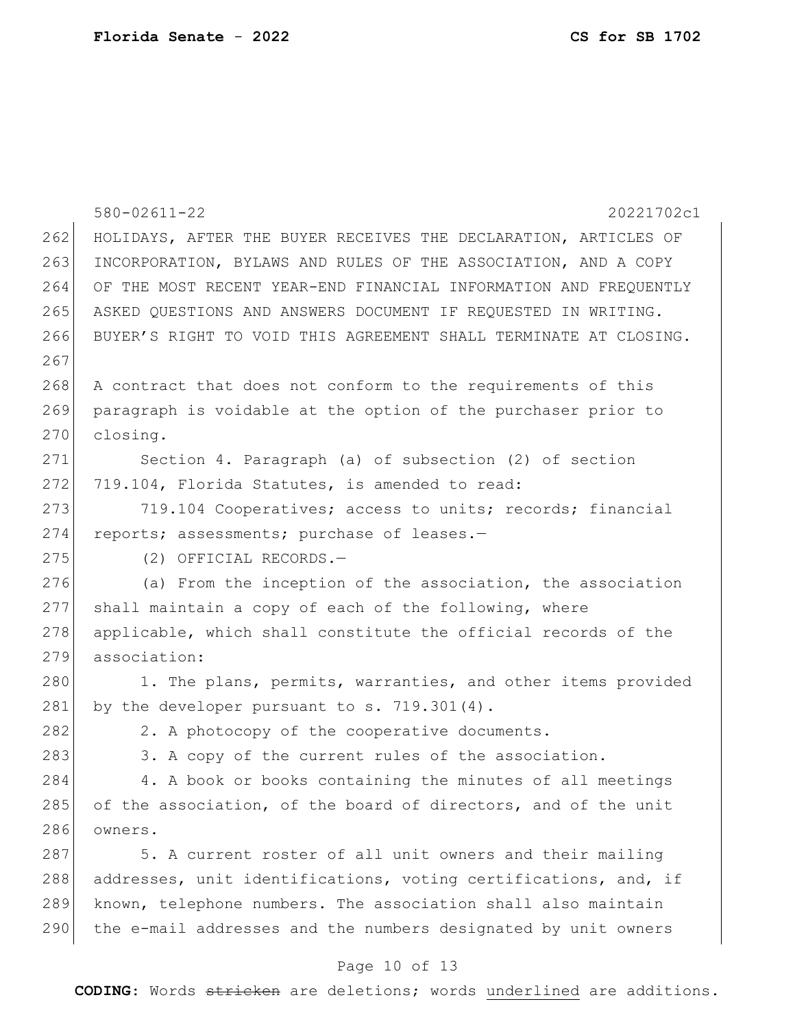HOLIDAYS, AFTER THE BUYER RECEIVES THE DECLARATION, ARTICLES OF INCORPORATION, BYLAWS AND RULES OF THE ASSOCIATION, AND A COPY OF THE MOST RECENT YEAR-END FINANCIAL INFORMATION AND FREQUENTLY ASKED QUESTIONS AND ANSWERS DOCUMENT IF REQUESTED IN WRITING. BUYER'S RIGHT TO VOID THIS AGREEMENT SHALL TERMINATE AT CLOSING.

A contract that does not conform to the requirements of this paragraph is voidable at the option of the purchaser prior to closing.

Section 4. Paragraph (a) of subsection (2) of section 719.104, Florida Statutes, is amended to read:

719.104 Cooperatives; access to units; records; financial reports; assessments; purchase of leases.—

(2) OFFICIAL RECORDS.—

(a) From the inception of the association, the association shall maintain a copy of each of the following, where applicable, which shall constitute the official records of the association:

1. The plans, permits, warranties, and other items provided by the developer pursuant to s. 719.301(4).

2. A photocopy of the cooperative documents.

3. A copy of the current rules of the association.

4. A book or books containing the minutes of all meetings of the association, of the board of directors, and of the unit owners.

5. A current roster of all unit owners and their mailing addresses, unit identifications, voting certifications, and, if known, telephone numbers. The association shall also maintain the e-mail addresses and the numbers designated by unit owners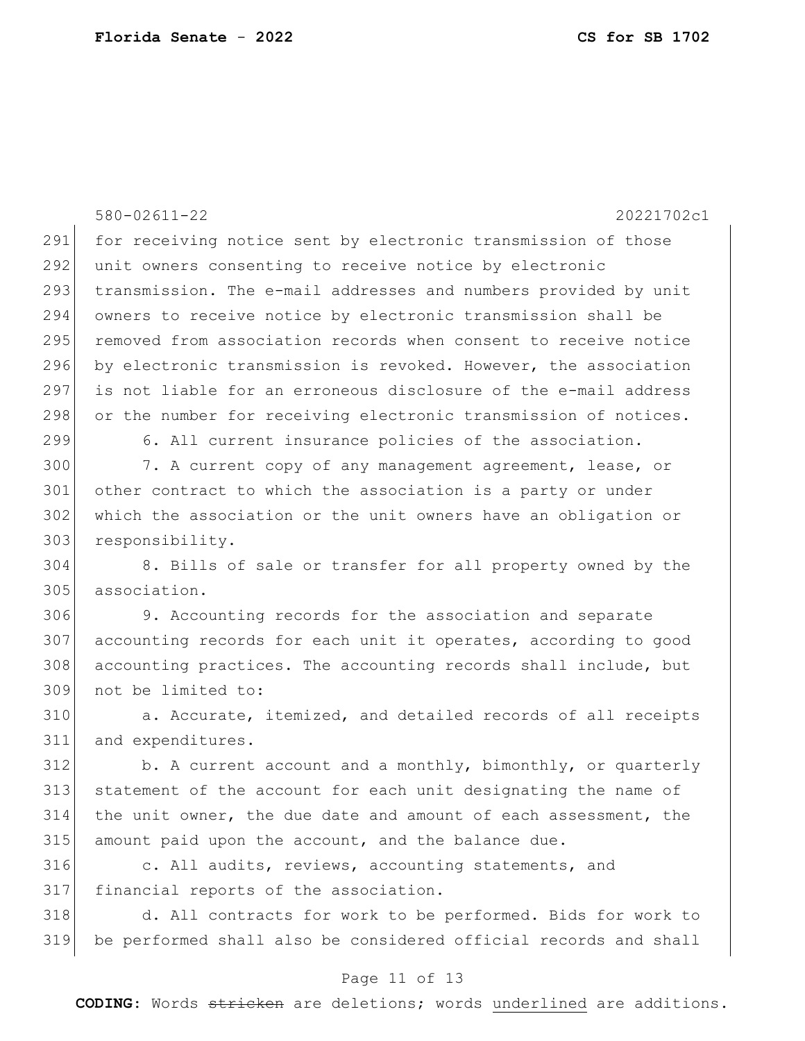for receiving notice sent by electronic transmission of those unit owners consenting to receive notice by electronic transmission. The e-mail addresses and numbers provided by unit owners to receive notice by electronic transmission shall be removed from association records when consent to receive notice by electronic transmission is revoked. However, the association is not liable for an erroneous disclosure of the e-mail address or the number for receiving electronic transmission of notices.

6. All current insurance policies of the association.

7. A current copy of any management agreement, lease, or other contract to which the association is a party or under which the association or the unit owners have an obligation or responsibility.

8. Bills of sale or transfer for all property owned by the association.

9. Accounting records for the association and separate accounting records for each unit it operates, according to good accounting practices. The accounting records shall include, but not be limited to:

a. Accurate, itemized, and detailed records of all receipts and expenditures.

b. A current account and a monthly, bimonthly, or quarterly statement of the account for each unit designating the name of the unit owner, the due date and amount of each assessment, the amount paid upon the account, and the balance due.

c. All audits, reviews, accounting statements, and financial reports of the association.

d. All contracts for work to be performed. Bids for work to be performed shall also be considered official records and shall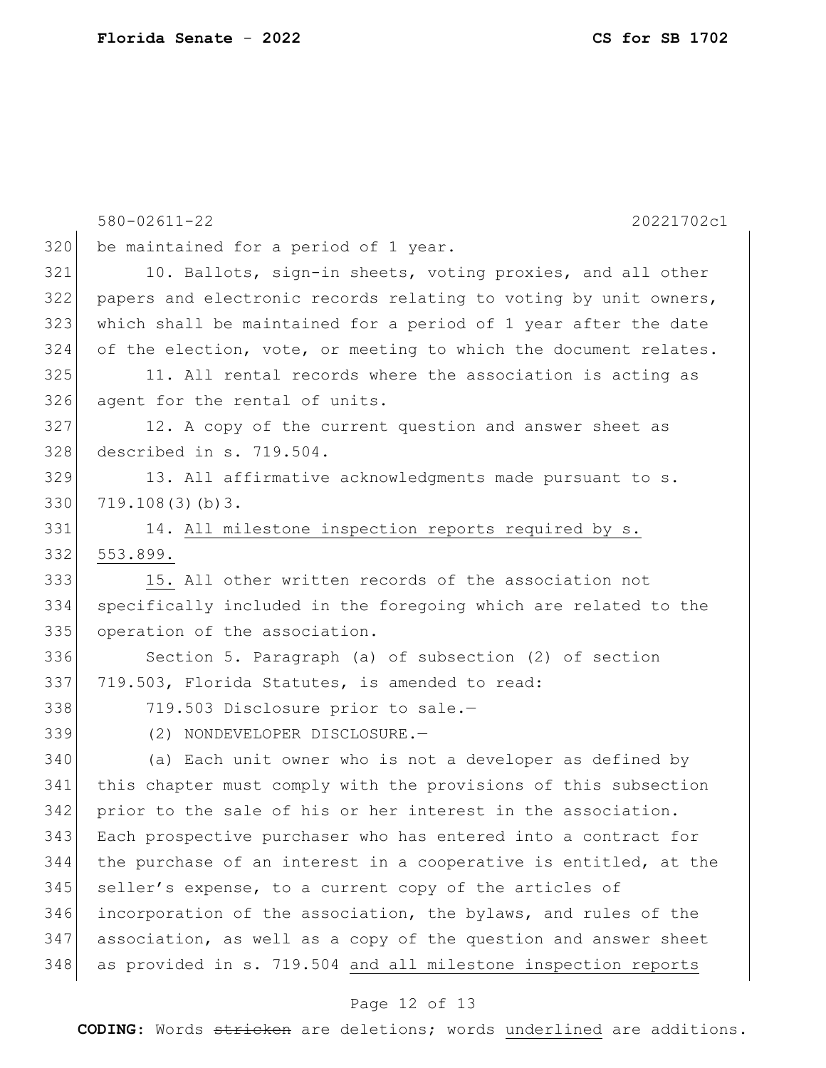be maintained for a period of 1 year.

10. Ballots, sign-in sheets, voting proxies, and all other papers and electronic records relating to voting by unit owners, which shall be maintained for a period of 1 year after the date of the election, vote, or meeting to which the document relates.

11. All rental records where the association is acting as agent for the rental of units.

12. A copy of the current question and answer sheet as described in s. 719.504.

13. All affirmative acknowledgments made pursuant to s. 719.108(3)(b)3.

14. <u>All milestone inspection reports required by s. 553.899.</u>

<u>15.</u> All other written records of the association not specifically included in the foregoing which are related to the operation of the association.

Section 5. Paragraph (a) of subsection (2) of section 719.503, Florida Statutes, is amended to read:

719.503 Disclosure prior to sale.—

(2) NONDEVELOPER DISCLOSURE.—

(a) Each unit owner who is not a developer as defined by this chapter must comply with the provisions of this subsection prior to the sale of his or her interest in the association. Each prospective purchaser who has entered into a contract for the purchase of an interest in a cooperative is entitled, at the seller's expense, to a current copy of the articles of incorporation of the association, the bylaws, and rules of the association, as well as a copy of the question and answer sheet as provided in s. 719.504 <u>and all milestone inspection reports</u>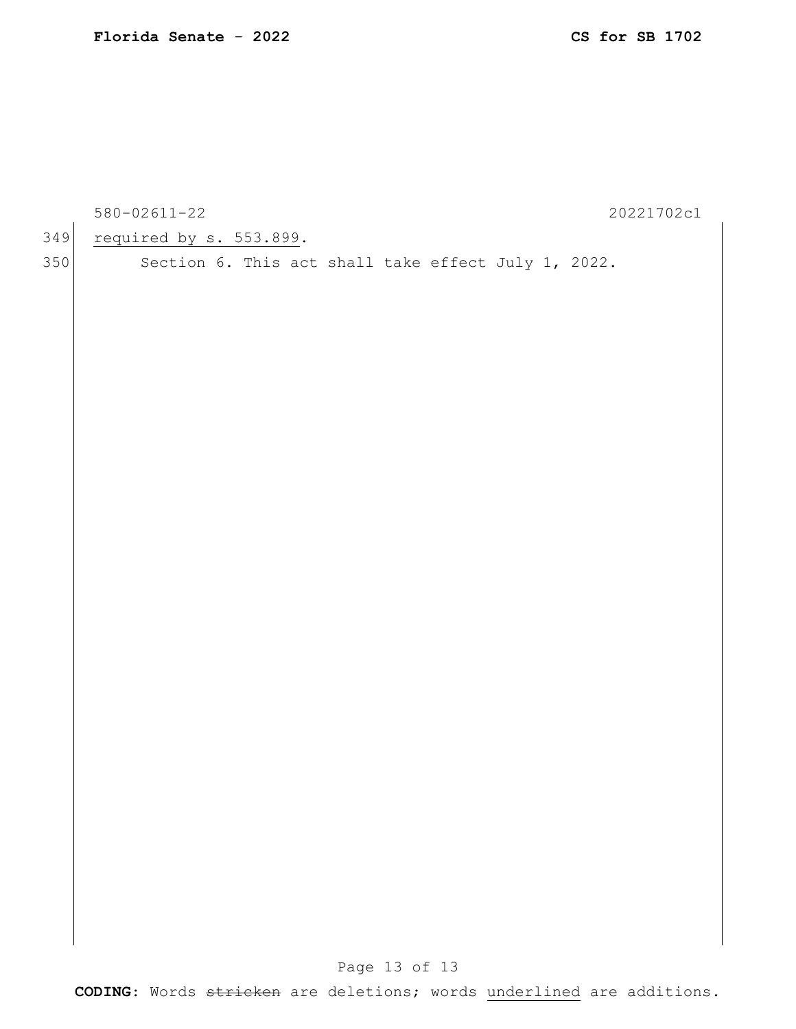580-02611-22 20221702c1

349 required by s. 553.899.

350 Section 6. This act shall take effect July 1, 2022.

**CODING:** Words ~~stricken~~ are deletions; words underlined are additions.